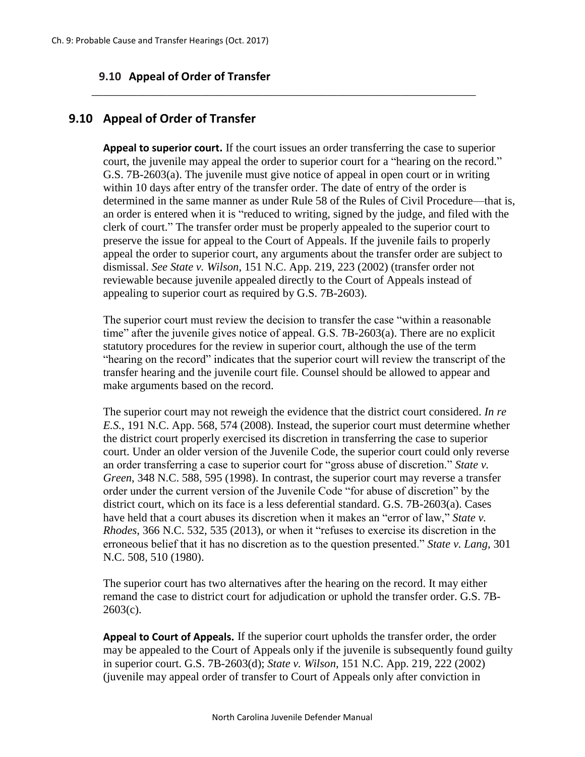## 9.10 Appeal of Order of Transfer

**Appeal to superior court.** If the court issues an order transferring the case to superior court, the juvenile may appeal the order to superior court for a "hearing on the record." G.S. 7B-2603(a). The juvenile must give notice of appeal in open court or in writing within 10 days after entry of the transfer order. The date of entry of the order is determined in the same manner as under Rule 58 of the Rules of Civil Procedure—that is, an order is entered when it is "reduced to writing, signed by the judge, and filed with the clerk of court." The transfer order must be properly appealed to the superior court to preserve the issue for appeal to the Court of Appeals. If the juvenile fails to properly appeal the order to superior court, any arguments about the transfer order are subject to dismissal. *See State v. Wilson*, 151 N.C. App. 219, 223 (2002) (transfer order not reviewable because juvenile appealed directly to the Court of Appeals instead of appealing to superior court as required by G.S. 7B-2603).

The superior court must review the decision to transfer the case "within a reasonable time" after the juvenile gives notice of appeal. G.S. 7B-2603(a). There are no explicit statutory procedures for the review in superior court, although the use of the term "hearing on the record" indicates that the superior court will review the transcript of the transfer hearing and the juvenile court file. Counsel should be allowed to appear and make arguments based on the record.

The superior court may not reweigh the evidence that the district court considered. *In re E.S.*, 191 N.C. App. 568, 574 (2008). Instead, the superior court must determine whether the district court properly exercised its discretion in transferring the case to superior court. Under an older version of the Juvenile Code, the superior court could only reverse an order transferring a case to superior court for "gross abuse of discretion." *State v. Green*, 348 N.C. 588, 595 (1998). In contrast, the superior court may reverse a transfer order under the current version of the Juvenile Code "for abuse of discretion" by the district court, which on its face is a less deferential standard. G.S. 7B-2603(a). Cases have held that a court abuses its discretion when it makes an "error of law," *State v. Rhodes*, 366 N.C. 532, 535 (2013), or when it "refuses to exercise its discretion in the erroneous belief that it has no discretion as to the question presented." *State v. Lang*, 301 N.C. 508, 510 (1980).

The superior court has two alternatives after the hearing on the record. It may either remand the case to district court for adjudication or uphold the transfer order. G.S. 7B-2603(c).

**Appeal to Court of Appeals.** If the superior court upholds the transfer order, the order may be appealed to the Court of Appeals only if the juvenile is subsequently found guilty in superior court. G.S. 7B-2603(d); *State v. Wilson*, 151 N.C. App. 219, 222 (2002) (juvenile may appeal order of transfer to Court of Appeals only after conviction in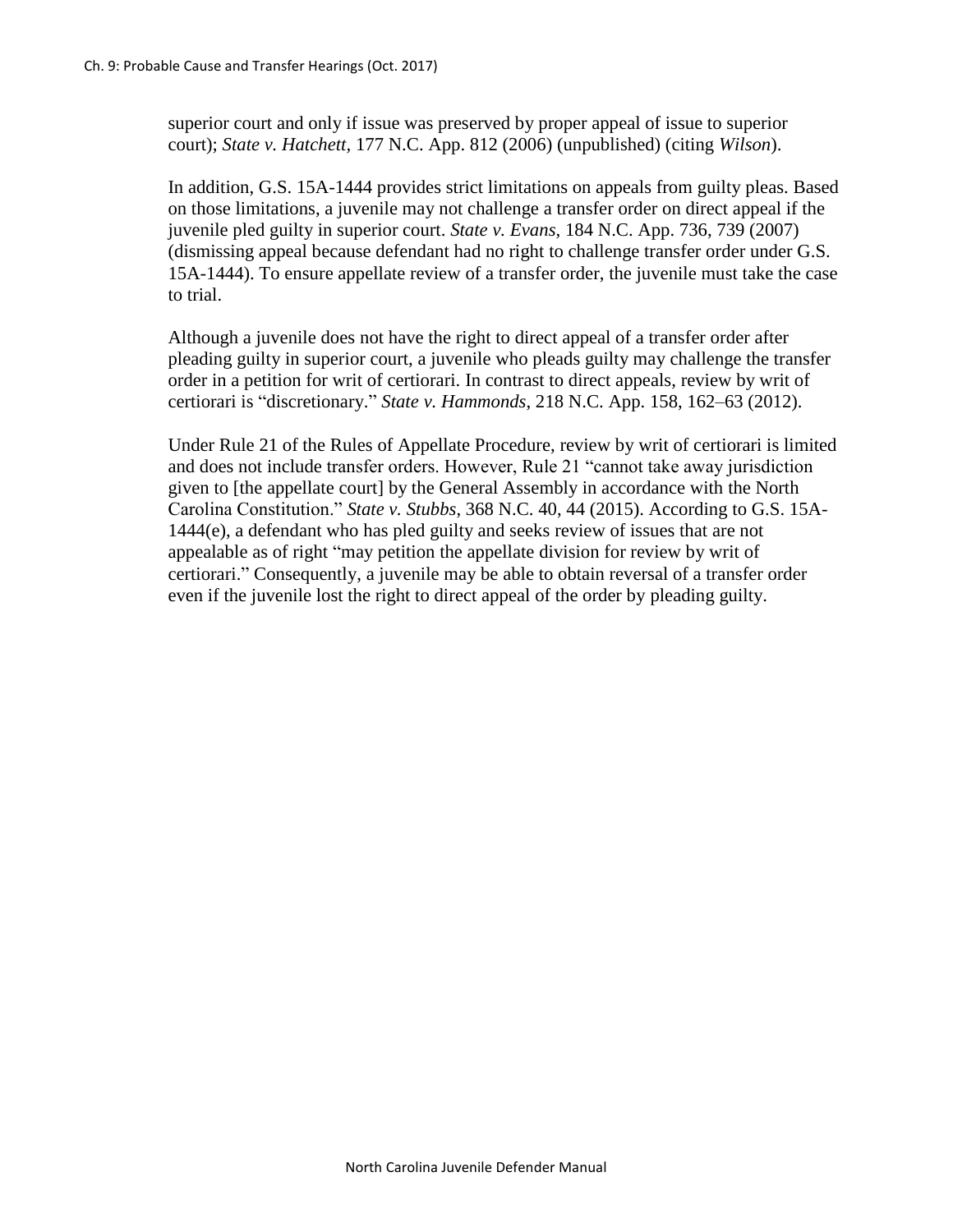superior court and only if issue was preserved by proper appeal of issue to superior court); *State v. Hatchett*, 177 N.C. App. 812 (2006) (unpublished) (citing *Wilson*).

In addition, G.S. 15A-1444 provides strict limitations on appeals from guilty pleas. Based on those limitations, a juvenile may not challenge a transfer order on direct appeal if the juvenile pled guilty in superior court. *State v. Evans*, 184 N.C. App. 736, 739 (2007) (dismissing appeal because defendant had no right to challenge transfer order under G.S. 15A-1444). To ensure appellate review of a transfer order, the juvenile must take the case to trial.

Although a juvenile does not have the right to direct appeal of a transfer order after pleading guilty in superior court, a juvenile who pleads guilty may challenge the transfer order in a petition for writ of certiorari. In contrast to direct appeals, review by writ of certiorari is "discretionary." *State v. Hammonds*, 218 N.C. App. 158, 162–63 (2012).

Under Rule 21 of the Rules of Appellate Procedure, review by writ of certiorari is limited and does not include transfer orders. However, Rule 21 "cannot take away jurisdiction given to [the appellate court] by the General Assembly in accordance with the North Carolina Constitution." *State v. Stubbs*, 368 N.C. 40, 44 (2015). According to G.S. 15A-1444(e), a defendant who has pled guilty and seeks review of issues that are not appealable as of right "may petition the appellate division for review by writ of certiorari." Consequently, a juvenile may be able to obtain reversal of a transfer order even if the juvenile lost the right to direct appeal of the order by pleading guilty.